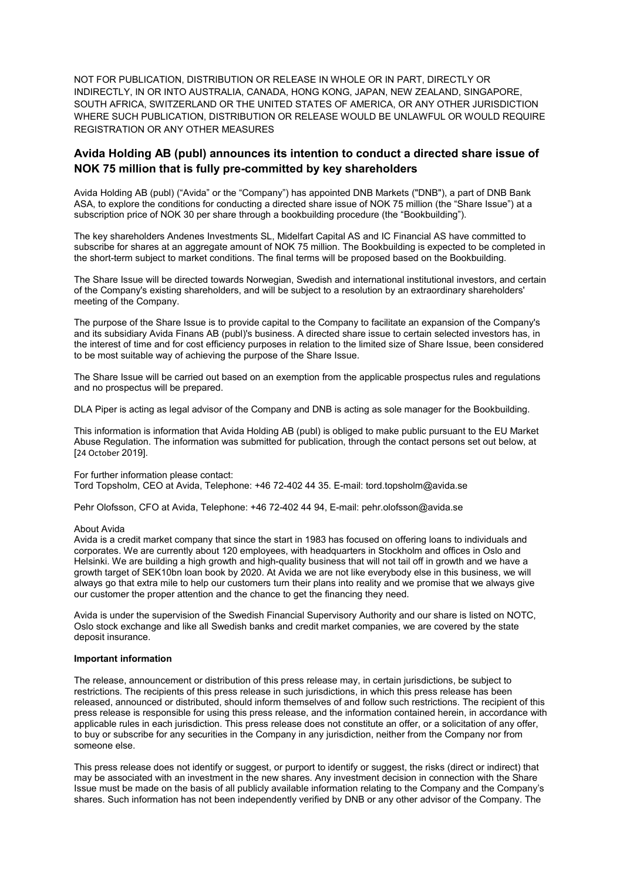NOT FOR PUBLICATION, DISTRIBUTION OR RELEASE IN WHOLE OR IN PART, DIRECTLY OR INDIRECTLY, IN OR INTO AUSTRALIA, CANADA, HONG KONG, JAPAN, NEW ZEALAND, SINGAPORE, SOUTH AFRICA, SWITZERLAND OR THE UNITED STATES OF AMERICA, OR ANY OTHER JURISDICTION WHERE SUCH PUBLICATION, DISTRIBUTION OR RELEASE WOULD BE UNLAWFUL OR WOULD REQUIRE REGISTRATION OR ANY OTHER MEASURES

## Avida Holding AB (publ) announces its intention to conduct a directed share issue of NOK 75 million that is fully pre-committed by key shareholders

Avida Holding AB (publ) ("Avida" or the "Company") has appointed DNB Markets ("DNB"), a part of DNB Bank ASA, to explore the conditions for conducting a directed share issue of NOK 75 million (the "Share Issue") at a subscription price of NOK 30 per share through a bookbuilding procedure (the "Bookbuilding").

The key shareholders Andenes Investments SL, Midelfart Capital AS and IC Financial AS have committed to subscribe for shares at an aggregate amount of NOK 75 million. The Bookbuilding is expected to be completed in the short-term subject to market conditions. The final terms will be proposed based on the Bookbuilding.

The Share Issue will be directed towards Norwegian, Swedish and international institutional investors, and certain of the Company's existing shareholders, and will be subject to a resolution by an extraordinary shareholders' meeting of the Company.

The purpose of the Share Issue is to provide capital to the Company to facilitate an expansion of the Company's and its subsidiary Avida Finans AB (publ)'s business. A directed share issue to certain selected investors has, in the interest of time and for cost efficiency purposes in relation to the limited size of Share Issue, been considered to be most suitable way of achieving the purpose of the Share Issue.

The Share Issue will be carried out based on an exemption from the applicable prospectus rules and regulations and no prospectus will be prepared.

DLA Piper is acting as legal advisor of the Company and DNB is acting as sole manager for the Bookbuilding.

This information is information that Avida Holding AB (publ) is obliged to make public pursuant to the EU Market Abuse Regulation. The information was submitted for publication, through the contact persons set out below, at [24 October 2019].

For further information please contact:
Tord Topsholm, CEO at Avida, Telephone: +46 72-402 44 35. E-mail: tord.topsholm@avida.se

Pehr Olofsson, CFO at Avida, Telephone: +46 72-402 44 94, E-mail: pehr.olofsson@avida.se

About Avida
Avida is a credit market company that since the start in 1983 has focused on offering loans to individuals and corporates. We are currently about 120 employees, with headquarters in Stockholm and offices in Oslo and Helsinki. We are building a high growth and high-quality business that will not tail off in growth and we have a growth target of SEK10bn loan book by 2020. At Avida we are not like everybody else in this business, we will always go that extra mile to help our customers turn their plans into reality and we promise that we always give our customer the proper attention and the chance to get the financing they need.

Avida is under the supervision of the Swedish Financial Supervisory Authority and our share is listed on NOTC, Oslo stock exchange and like all Swedish banks and credit market companies, we are covered by the state deposit insurance.

**Important information**

The release, announcement or distribution of this press release may, in certain jurisdictions, be subject to restrictions. The recipients of this press release in such jurisdictions, in which this press release has been released, announced or distributed, should inform themselves of and follow such restrictions. The recipient of this press release is responsible for using this press release, and the information contained herein, in accordance with applicable rules in each jurisdiction. This press release does not constitute an offer, or a solicitation of any offer, to buy or subscribe for any securities in the Company in any jurisdiction, neither from the Company nor from someone else.

This press release does not identify or suggest, or purport to identify or suggest, the risks (direct or indirect) that may be associated with an investment in the new shares. Any investment decision in connection with the Share Issue must be made on the basis of all publicly available information relating to the Company and the Company's shares. Such information has not been independently verified by DNB or any other advisor of the Company. The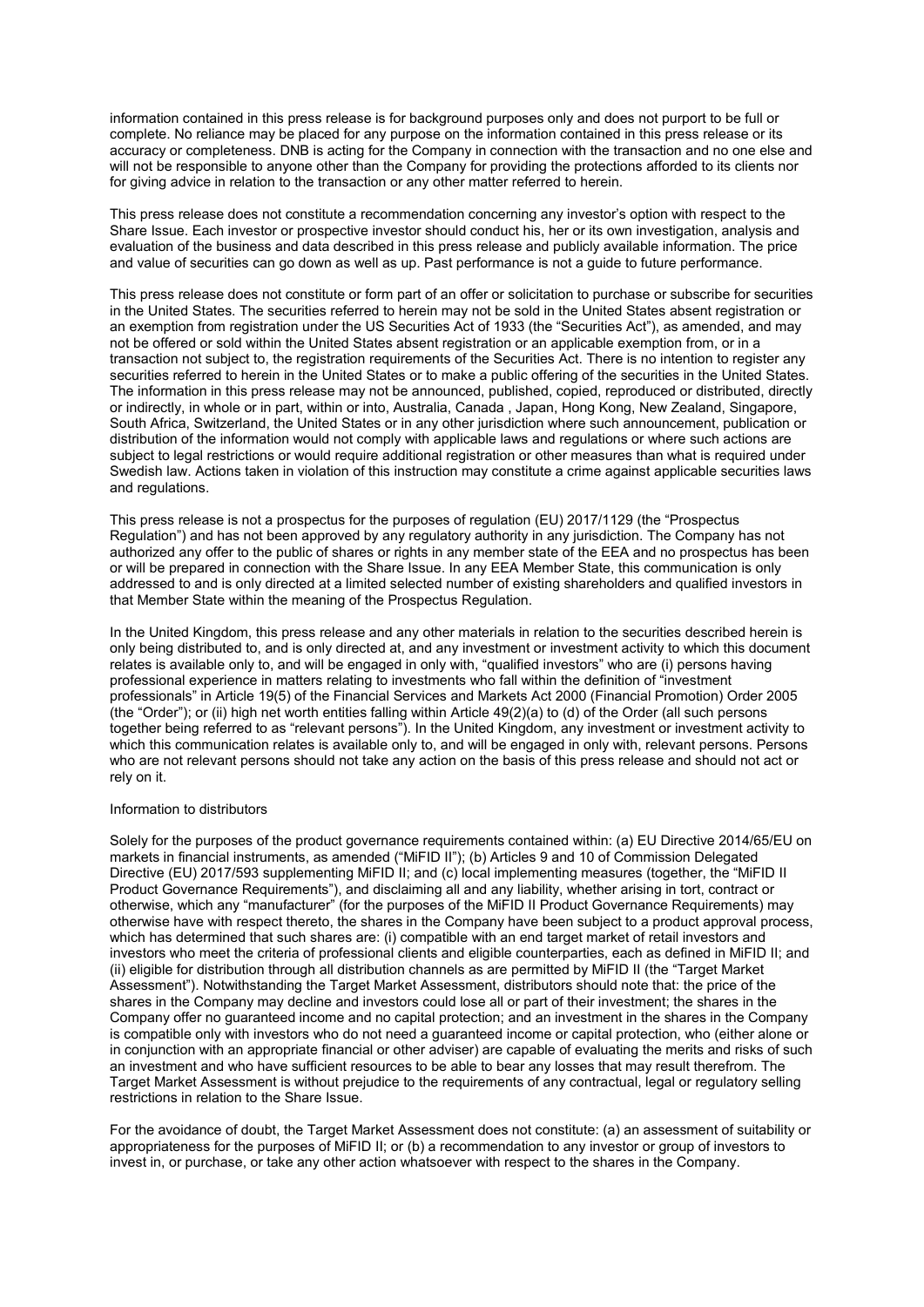information contained in this press release is for background purposes only and does not purport to be full or complete. No reliance may be placed for any purpose on the information contained in this press release or its accuracy or completeness. DNB is acting for the Company in connection with the transaction and no one else and will not be responsible to anyone other than the Company for providing the protections afforded to its clients nor for giving advice in relation to the transaction or any other matter referred to herein.

This press release does not constitute a recommendation concerning any investor's option with respect to the Share Issue. Each investor or prospective investor should conduct his, her or its own investigation, analysis and evaluation of the business and data described in this press release and publicly available information. The price and value of securities can go down as well as up. Past performance is not a guide to future performance.

This press release does not constitute or form part of an offer or solicitation to purchase or subscribe for securities in the United States. The securities referred to herein may not be sold in the United States absent registration or an exemption from registration under the US Securities Act of 1933 (the "Securities Act"), as amended, and may not be offered or sold within the United States absent registration or an applicable exemption from, or in a transaction not subject to, the registration requirements of the Securities Act. There is no intention to register any securities referred to herein in the United States or to make a public offering of the securities in the United States. The information in this press release may not be announced, published, copied, reproduced or distributed, directly or indirectly, in whole or in part, within or into, Australia, Canada , Japan, Hong Kong, New Zealand, Singapore, South Africa, Switzerland, the United States or in any other jurisdiction where such announcement, publication or distribution of the information would not comply with applicable laws and regulations or where such actions are subject to legal restrictions or would require additional registration or other measures than what is required under Swedish law. Actions taken in violation of this instruction may constitute a crime against applicable securities laws and regulations.

This press release is not a prospectus for the purposes of regulation (EU) 2017/1129 (the "Prospectus Regulation") and has not been approved by any regulatory authority in any jurisdiction. The Company has not authorized any offer to the public of shares or rights in any member state of the EEA and no prospectus has been or will be prepared in connection with the Share Issue. In any EEA Member State, this communication is only addressed to and is only directed at a limited selected number of existing shareholders and qualified investors in that Member State within the meaning of the Prospectus Regulation.

In the United Kingdom, this press release and any other materials in relation to the securities described herein is only being distributed to, and is only directed at, and any investment or investment activity to which this document relates is available only to, and will be engaged in only with, "qualified investors" who are (i) persons having professional experience in matters relating to investments who fall within the definition of "investment professionals" in Article 19(5) of the Financial Services and Markets Act 2000 (Financial Promotion) Order 2005 (the "Order"); or (ii) high net worth entities falling within Article 49(2)(a) to (d) of the Order (all such persons together being referred to as "relevant persons"). In the United Kingdom, any investment or investment activity to which this communication relates is available only to, and will be engaged in only with, relevant persons. Persons who are not relevant persons should not take any action on the basis of this press release and should not act or rely on it.

Information to distributors

Solely for the purposes of the product governance requirements contained within: (a) EU Directive 2014/65/EU on markets in financial instruments, as amended ("MiFID II"); (b) Articles 9 and 10 of Commission Delegated Directive (EU) 2017/593 supplementing MiFID II; and (c) local implementing measures (together, the "MiFID II Product Governance Requirements"), and disclaiming all and any liability, whether arising in tort, contract or otherwise, which any "manufacturer" (for the purposes of the MiFID II Product Governance Requirements) may otherwise have with respect thereto, the shares in the Company have been subject to a product approval process, which has determined that such shares are: (i) compatible with an end target market of retail investors and investors who meet the criteria of professional clients and eligible counterparties, each as defined in MiFID II; and (ii) eligible for distribution through all distribution channels as are permitted by MiFID II (the "Target Market Assessment"). Notwithstanding the Target Market Assessment, distributors should note that: the price of the shares in the Company may decline and investors could lose all or part of their investment; the shares in the Company offer no guaranteed income and no capital protection; and an investment in the shares in the Company is compatible only with investors who do not need a guaranteed income or capital protection, who (either alone or in conjunction with an appropriate financial or other adviser) are capable of evaluating the merits and risks of such an investment and who have sufficient resources to be able to bear any losses that may result therefrom. The Target Market Assessment is without prejudice to the requirements of any contractual, legal or regulatory selling restrictions in relation to the Share Issue.

For the avoidance of doubt, the Target Market Assessment does not constitute: (a) an assessment of suitability or appropriateness for the purposes of MiFID II; or (b) a recommendation to any investor or group of investors to invest in, or purchase, or take any other action whatsoever with respect to the shares in the Company.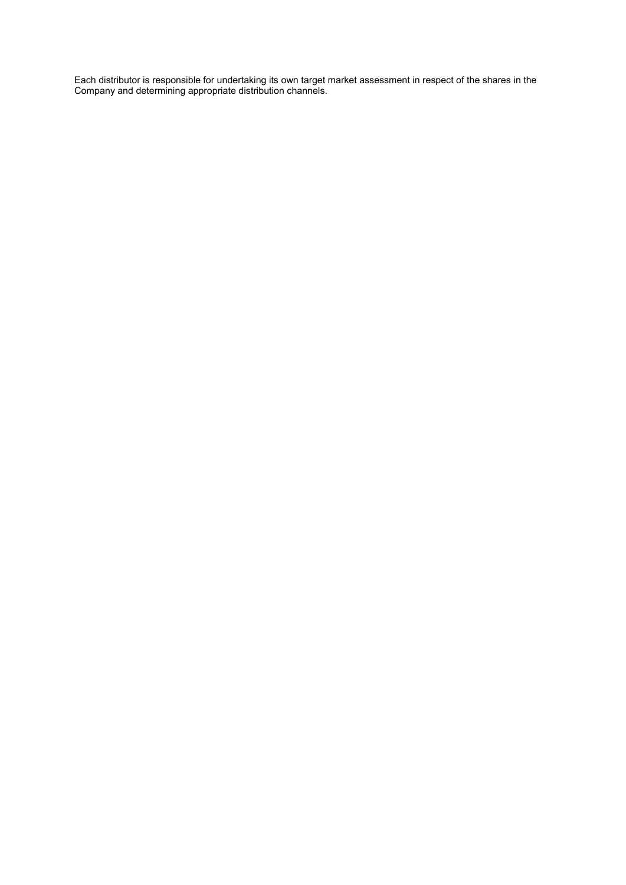Each distributor is responsible for undertaking its own target market assessment in respect of the shares in the Company and determining appropriate distribution channels.